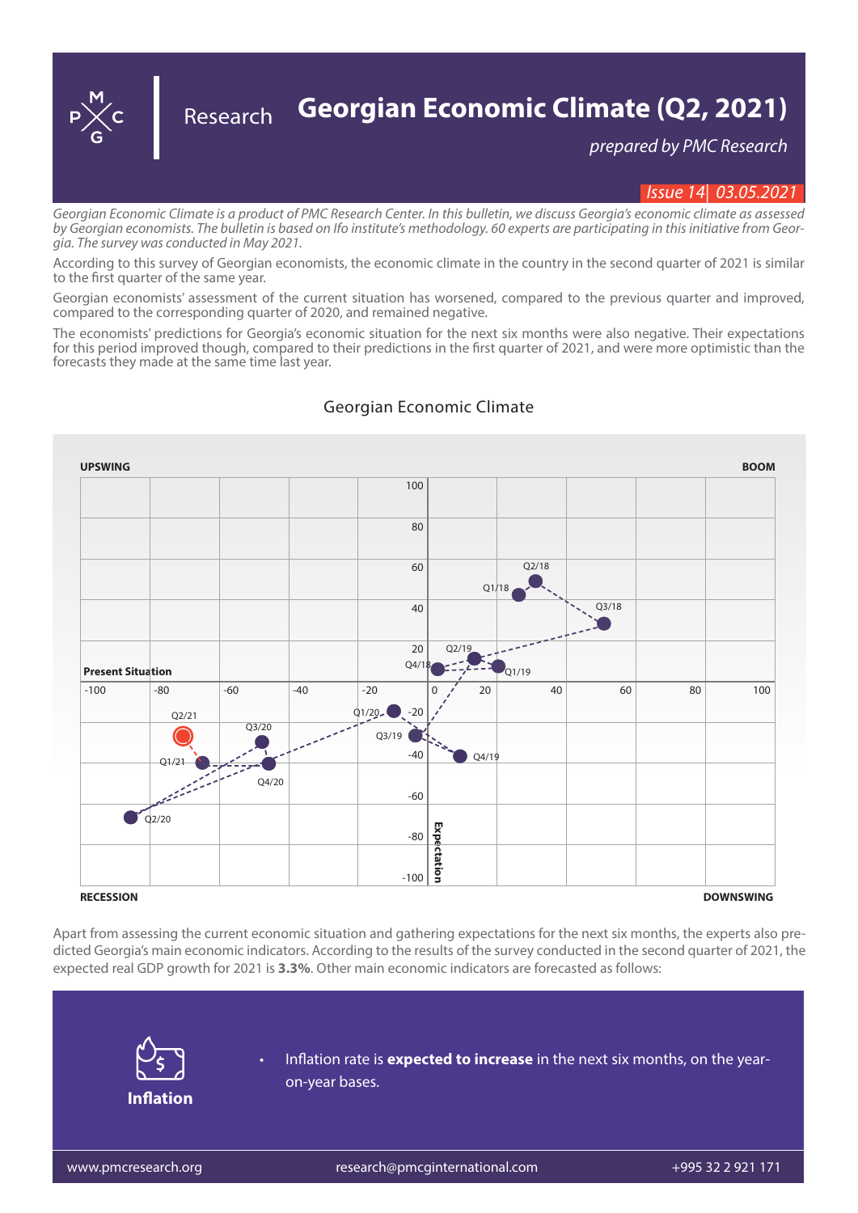# Georgian Economic Climate (Q2, 2021)

Research

*prepared by PMC Research*

*Issue 14 | 03.05.2021*

*Georgian Economic Climate is a product of PMC Research Center. In this bulletin, we discuss Georgia's economic climate as assessed by Georgian economists. The bulletin is based on Ifo institute's methodology. 60 experts are participating in this initiative from Georgia. The survey was conducted in May 2021.*

According to this survey of Georgian economists, the economic climate in the country in the second quarter of 2021 is similar to the first quarter of the same year.

Georgian economists' assessment of the current situation has worsened, compared to the previous quarter and improved, compared to the corresponding quarter of 2020, and remained negative.

The economists' predictions for Georgia's economic situation for the next six months were also negative. Their expectations for this period improved though, compared to their predictions in the first quarter of 2021, and were more optimistic than the forecasts they made at the same time last year.

## Georgian Economic Climate

UPSWING | BOOM | RECESSION | DOWNSWING

Present Situation / Expectation

Q1/18, Q2/18, Q3/18, Q4/18, Q1/19, Q2/19, Q3/19, Q4/19, Q1/20, Q2/20, Q3/20, Q4/20, Q1/21, Q2/21

Apart from assessing the current economic situation and gathering expectations for the next six months, the experts also predicted Georgia's main economic indicators. According to the results of the survey conducted in the second quarter of 2021, the expected real GDP growth for 2021 is **3.3%**. Other main economic indicators are forecasted as follows:

**Inflation**

- Inflation rate is **expected to increase** in the next six months, on the year-on-year bases.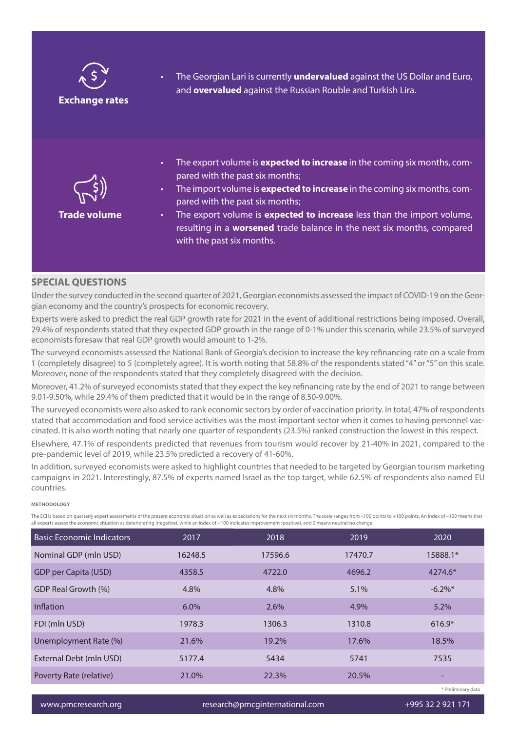**Exchange rates**

- The Georgian Lari is currently **undervalued** against the US Dollar and Euro, and **overvalued** against the Russian Rouble and Turkish Lira.

**Trade volume**

- The export volume is **expected to increase** in the coming six months, compared with the past six months;
- The import volume is **expected to increase** in the coming six months, compared with the past six months;
- The export volume is **expected to increase** less than the import volume, resulting in a **worsened** trade balance in the next six months, compared with the past six months.

## SPECIAL QUESTIONS

Under the survey conducted in the second quarter of 2021, Georgian economists assessed the impact of COVID-19 on the Georgian economy and the country's prospects for economic recovery.

Experts were asked to predict the real GDP growth rate for 2021 in the event of additional restrictions being imposed. Overall, 29.4% of respondents stated that they expected GDP growth in the range of 0-1% under this scenario, while 23.5% of surveyed economists foresaw that real GDP growth would amount to 1-2%.

The surveyed economists assessed the National Bank of Georgia's decision to increase the key refinancing rate on a scale from 1 (completely disagree) to 5 (completely agree). It is worth noting that 58.8% of the respondents stated "4" or "5" on this scale. Moreover, none of the respondents stated that they completely disagreed with the decision.

Moreover, 41.2% of surveyed economists stated that they expect the key refinancing rate by the end of 2021 to range between 9.01-9.50%, while 29.4% of them predicted that it would be in the range of 8.50-9.00%.

The surveyed economists were also asked to rank economic sectors by order of vaccination priority. In total, 47% of respondents stated that accommodation and food service activities was the most important sector when it comes to having personnel vaccinated. It is also worth noting that nearly one quarter of respondents (23.5%) ranked construction the lowest in this respect.

Elsewhere, 47.1% of respondents predicted that revenues from tourism would recover by 21-40% in 2021, compared to the pre-pandemic level of 2019, while 23.5% predicted a recovery of 41-60%.

In addition, surveyed economists were asked to highlight countries that needed to be targeted by Georgian tourism marketing campaigns in 2021. Interestingly, 87.5% of experts named Israel as the top target, while 62.5% of respondents also named EU countries.

###### METHODOLOGY

The ECI is based on quarterly expert assessments of the present economic situation as well as expectations for the next six months. The scale ranges from –100 points to +100 points. An index of –100 means that all experts assess the economic situation as deteriorating (negative), while an index of +100 indicates improvement (positive), and 0 means neutral/no change.

| Basic Economic Indicators | 2017 | 2018 | 2019 | 2020 |
|---|---|---|---|---|
| Nominal GDP (mln USD) | 16248.5 | 17596.6 | 17470.7 | 15888.1* |
| GDP per Capita (USD) | 4358.5 | 4722.0 | 4696.2 | 4274.6* |
| GDP Real Growth (%) | 4.8% | 4.8% | 5.1% | -6.2%* |
| Inflation | 6.0% | 2.6% | 4.9% | 5.2% |
| FDI (mln USD) | 1978.3 | 1306.3 | 1310.8 | 616.9* |
| Unemployment Rate (%) | 21.6% | 19.2% | 17.6% | 18.5% |
| External Debt (mln USD) | 5177.4 | 5434 | 5741 | 7535 |
| Poverty Rate (relative) | 21.0% | 22.3% | 20.5% | - |

\* Preliminary data

www.pmcresearch.org | research@pmcginternational.com | +995 32 2 921 171